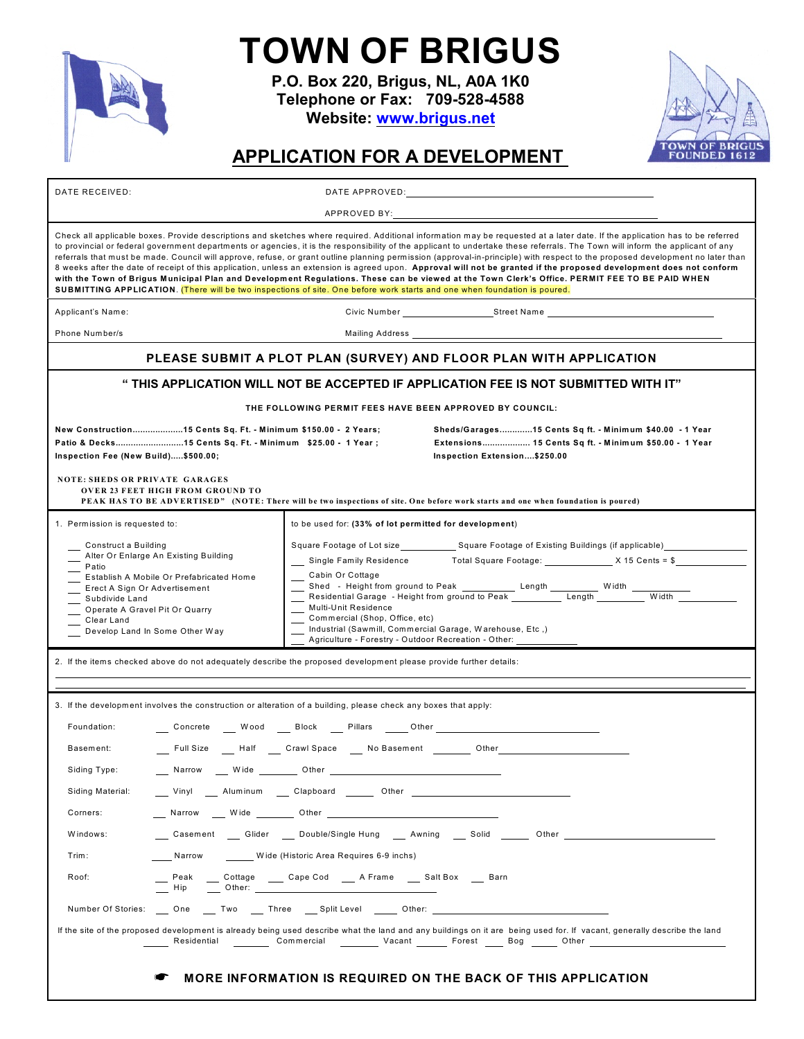# TOWN OF BRIGUS

**P.O. Box 220, Brigus, NL, A0A 1K0**
**Telephone or Fax: 709-528-4588**
**Website: www.brigus.net**

TOWN OF BRIGUS FOUNDED 1612

## APPLICATION FOR A DEVELOPMENT

DATE RECEIVED: DATE APPROVED: ______________________

APPROVED BY: ______________________

Check all applicable boxes. Provide descriptions and sketches where required. Additional information may be requested at a later date. If the application has to be referred to provincial or federal government departments or agencies, it is the responsibility of the applicant to undertake these referrals. The Town will inform the applicant of any referrals that must be made. Council will approve, refuse, or grant outline planning permission (approval-in-principle) with respect to the proposed development no later than 8 weeks after the date of receipt of this application, unless an extension is agreed upon. **Approval will not be granted if the proposed development does not conform with the Town of Brigus Municipal Plan and Development Regulations. These can be viewed at the Town Clerk's Office. PERMIT FEE TO BE PAID WHEN SUBMITTING APPLICATION**. (There will be two inspections of site. One before work starts and one when foundation is poured.)

Applicant's Name: Civic Number ____________ Street Name ______________________

Phone Number/s Mailing Address ______________________

**PLEASE SUBMIT A PLOT PLAN (SURVEY) AND FLOOR PLAN WITH APPLICATION**

**" THIS APPLICATION WILL NOT BE ACCEPTED IF APPLICATION FEE IS NOT SUBMITTED WITH IT"**

**THE FOLLOWING PERMIT FEES HAVE BEEN APPROVED BY COUNCIL:**

**New Construction...................15 Cents Sq. Ft. - Minimum $150.00 - 2 Years;**
**Patio & Decks..........................15 Cents Sq. Ft. - Minimum $25.00 - 1 Year ;**
**Inspection Fee (New Build).....$500.00;**
**Sheds/Garages............15 Cents Sq ft. - Minimum $40.00 - 1 Year**
**Extensions.................. 15 Cents Sq ft. - Minimum $50.00 - 1 Year**
**Inspection Extension....$250.00**

**NOTE: SHEDS OR PRIVATE GARAGES OVER 23 FEET HIGH FROM GROUND TO PEAK HAS TO BE ADVERTISED" (NOTE: There will be two inspections of site. One before work starts and one when foundation is poured)**

1. Permission is requested to:

- ___ Construct a Building
- ___ Alter Or Enlarge An Existing Building
- ___ Patio
- ___ Establish A Mobile Or Prefabricated Home
- ___ Erect A Sign Or Advertisement
- ___ Subdivide Land
- ___ Operate A Gravel Pit Or Quarry
- ___ Clear Land
- ___ Develop Land In Some Other Way

to be used for: **(33% of lot permitted for development)**

Square Footage of Lot size __________ Square Footage of Existing Buildings (if applicable) __________

- ___ Single Family Residence Total Square Footage: __________ X 15 Cents = $ __________
- ___ Cabin Or Cottage
- ___ Shed - Height from ground to Peak ________ Length ________ Width ________
- ___ Residential Garage - Height from ground to Peak ________ Length ________ Width ________
- ___ Multi-Unit Residence
- ___ Commercial (Shop, Office, etc)
- ___ Industrial (Sawmill, Commercial Garage, Warehouse, Etc ,)
- ___ Agriculture - Forestry - Outdoor Recreation - Other: ________

2. If the items checked above do not adequately describe the proposed development please provide further details:

______________________________________________

______________________________________________

3. If the development involves the construction or alteration of a building, please check any boxes that apply:

Foundation: ___ Concrete ___ Wood ___ Block ___ Pillars ___ Other ______________

Basement: ___ Full Size ___ Half ___ Crawl Space ___ No Basement ___ Other ______________

Siding Type: ___ Narrow ___ Wide ___ Other ______________

Siding Material: ___ Vinyl ___ Aluminum ___ Clapboard ___ Other ______________

Corners: ___ Narrow ___ Wide ___ Other ______________

Windows: ___ Casement ___ Glider ___ Double/Single Hung ___ Awning ___ Solid ___ Other ______________

Trim: ___ Narrow ___ Wide (Historic Area Requires 6-9 inchs)

Roof: ___ Peak ___ Cottage ___ Cape Cod ___ A Frame ___ Salt Box ___ Barn ___ Hip ___ Other: ______________

Number Of Stories: ___ One ___ Two ___ Three ___ Split Level ___ Other: ______________

If the site of the proposed development is already being used describe what the land and any buildings on it are being used for. If vacant, generally describe the land
___ Residential ___ Commercial ___ Vacant ___ Forest ___ Bog ___ Other ______________

☛ **MORE INFORMATION IS REQUIRED ON THE BACK OF THIS APPLICATION**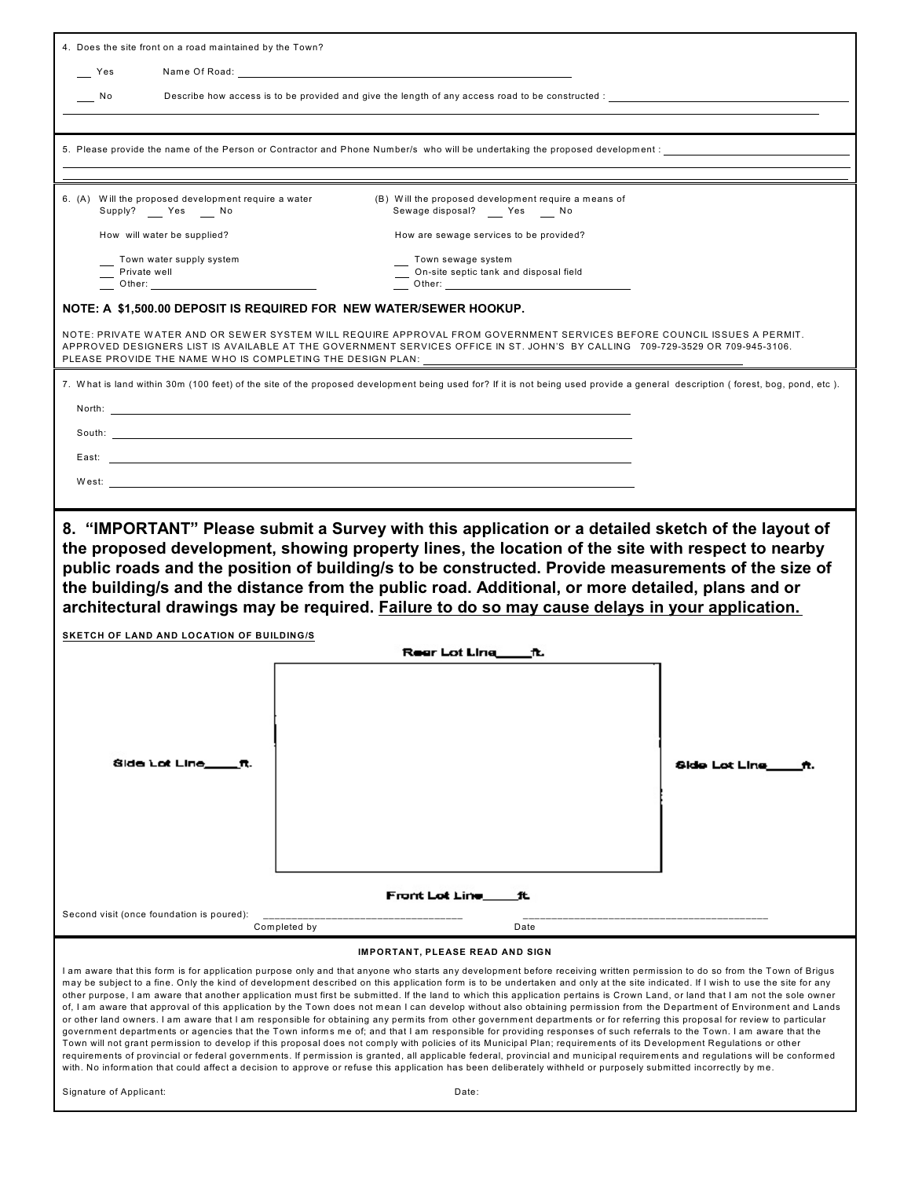4. Does the site front on a road maintained by the Town?

___ Yes Name Of Road: ____________________

___ No Describe how access is to be provided and give the length of any access road to be constructed : ____________________

5. Please provide the name of the Person or Contractor and Phone Number/s who will be undertaking the proposed development : ____________________

6. (A) Will the proposed development require a water Supply? ___ Yes ___ No

How will water be supplied?

___ Town water supply system
___ Private well
___ Other: ____________________

(B) Will the proposed development require a means of Sewage disposal? ___ Yes ___ No

How are sewage services to be provided?

___ Town sewage system
___ On-site septic tank and disposal field
___ Other: ____________________

**NOTE: A $1,500.00 DEPOSIT IS REQUIRED FOR NEW WATER/SEWER HOOKUP.**

NOTE: PRIVATE WATER AND OR SEWER SYSTEM WILL REQUIRE APPROVAL FROM GOVERNMENT SERVICES BEFORE COUNCIL ISSUES A PERMIT. APPROVED DESIGNERS LIST IS AVAILABLE AT THE GOVERNMENT SERVICES OFFICE IN ST. JOHN'S BY CALLING 709-729-3529 OR 709-945-3106. PLEASE PROVIDE THE NAME WHO IS COMPLETING THE DESIGN PLAN: ____________________

7. What is land within 30m (100 feet) of the site of the proposed development being used for? If it is not being used provide a general description ( forest, bog, pond, etc ).

North: ____________________

South: ____________________

East: ____________________

West: ____________________

**8. "IMPORTANT" Please submit a Survey with this application or a detailed sketch of the layout of the proposed development, showing property lines, the location of the site with respect to nearby public roads and the position of building/s to be constructed. Provide measurements of the size of the building/s and the distance from the public road. Additional, or more detailed, plans and or architectural drawings may be required. Failure to do so may cause delays in your application.**

**SKETCH OF LAND AND LOCATION OF BUILDING/S**

Rear Lot Line_____ft.

Side Lot Line_____ft.

Side Lot Line_____ft.

Front Lot Line_____ft.

Second visit (once foundation is poured): ____________________ Completed by ____________________ Date

**IMPORTANT, PLEASE READ AND SIGN**

I am aware that this form is for application purpose only and that anyone who starts any development before receiving written permission to do so from the Town of Brigus may be subject to a fine. Only the kind of development described on this application form is to be undertaken and only at the site indicated. If I wish to use the site for any other purpose, I am aware that another application must first be submitted. If the land to which this application pertains is Crown Land, or land that I am not the sole owner of, I am aware that approval of this application by the Town does not mean I can develop without also obtaining permission from the Department of Environment and Lands or other land owners. I am aware that I am responsible for obtaining any permits from other government departments or for referring this proposal for review to particular government departments or agencies that the Town informs me of; and that I am responsible for providing responses of such referrals to the Town. I am aware that the Town will not grant permission to develop if this proposal does not comply with policies of its Municipal Plan; requirements of its Development Regulations or other requirements of provincial or federal governments. If permission is granted, all applicable federal, provincial and municipal requirements and regulations will be conformed with. No information that could affect a decision to approve or refuse this application has been deliberately withheld or purposely submitted incorrectly by me.

Signature of Applicant: Date: